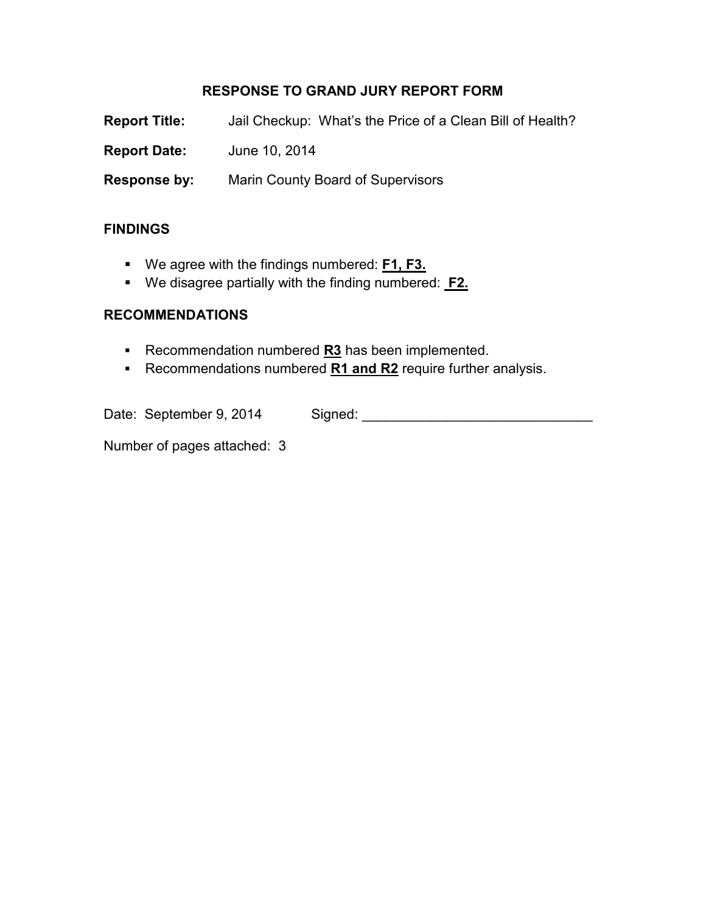# RESPONSE TO GRAND JURY REPORT FORM

**Report Title:** Jail Checkup: What's the Price of a Clean Bill of Health?

**Report Date:** June 10, 2014

**Response by:** Marin County Board of Supervisors

## FINDINGS

- We agree with the findings numbered: **F1, F3.**
- We disagree partially with the finding numbered: **F2.**

## RECOMMENDATIONS

- Recommendation numbered **R3** has been implemented.
- Recommendations numbered **R1 and R2** require further analysis.

Date: September 9, 2014 Signed: ______________________________

Number of pages attached: 3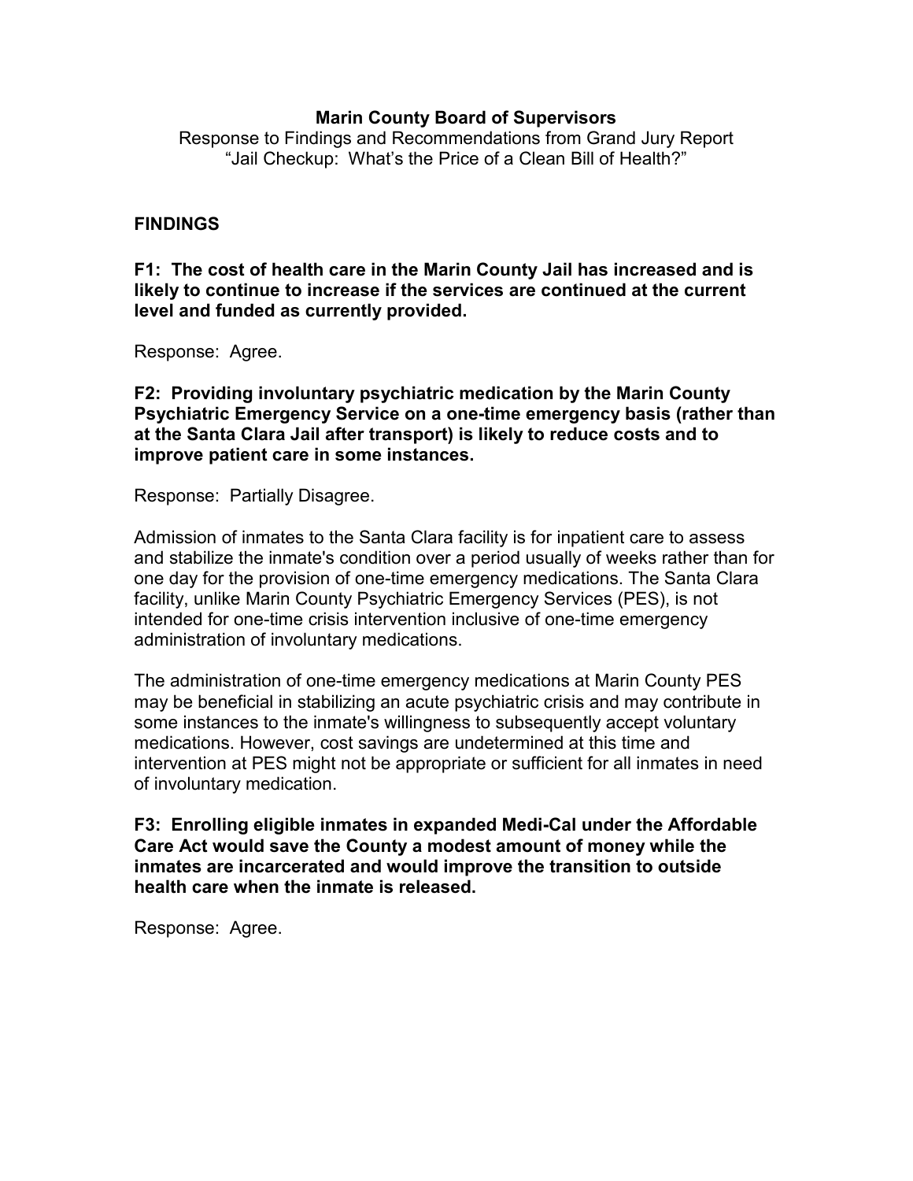**Marin County Board of Supervisors**

Response to Findings and Recommendations from Grand Jury Report
"Jail Checkup: What's the Price of a Clean Bill of Health?"

## FINDINGS

**F1: The cost of health care in the Marin County Jail has increased and is likely to continue to increase if the services are continued at the current level and funded as currently provided.**

Response: Agree.

**F2: Providing involuntary psychiatric medication by the Marin County Psychiatric Emergency Service on a one-time emergency basis (rather than at the Santa Clara Jail after transport) is likely to reduce costs and to improve patient care in some instances.**

Response: Partially Disagree.

Admission of inmates to the Santa Clara facility is for inpatient care to assess and stabilize the inmate's condition over a period usually of weeks rather than for one day for the provision of one-time emergency medications. The Santa Clara facility, unlike Marin County Psychiatric Emergency Services (PES), is not intended for one-time crisis intervention inclusive of one-time emergency administration of involuntary medications.

The administration of one-time emergency medications at Marin County PES may be beneficial in stabilizing an acute psychiatric crisis and may contribute in some instances to the inmate's willingness to subsequently accept voluntary medications. However, cost savings are undetermined at this time and intervention at PES might not be appropriate or sufficient for all inmates in need of involuntary medication.

**F3: Enrolling eligible inmates in expanded Medi-Cal under the Affordable Care Act would save the County a modest amount of money while the inmates are incarcerated and would improve the transition to outside health care when the inmate is released.**

Response: Agree.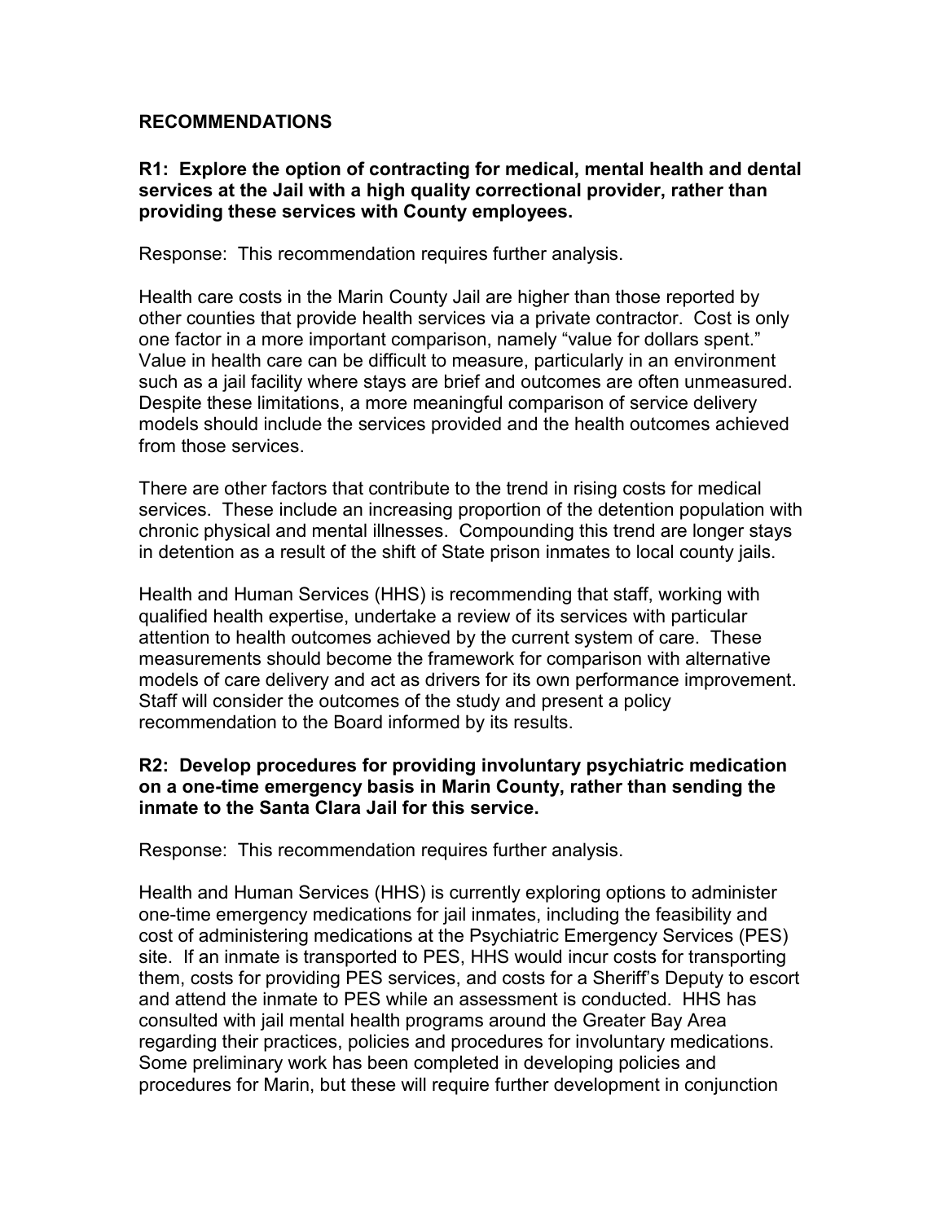## RECOMMENDATIONS

**R1: Explore the option of contracting for medical, mental health and dental services at the Jail with a high quality correctional provider, rather than providing these services with County employees.**

Response: This recommendation requires further analysis.

Health care costs in the Marin County Jail are higher than those reported by other counties that provide health services via a private contractor. Cost is only one factor in a more important comparison, namely "value for dollars spent." Value in health care can be difficult to measure, particularly in an environment such as a jail facility where stays are brief and outcomes are often unmeasured. Despite these limitations, a more meaningful comparison of service delivery models should include the services provided and the health outcomes achieved from those services.

There are other factors that contribute to the trend in rising costs for medical services. These include an increasing proportion of the detention population with chronic physical and mental illnesses. Compounding this trend are longer stays in detention as a result of the shift of State prison inmates to local county jails.

Health and Human Services (HHS) is recommending that staff, working with qualified health expertise, undertake a review of its services with particular attention to health outcomes achieved by the current system of care. These measurements should become the framework for comparison with alternative models of care delivery and act as drivers for its own performance improvement. Staff will consider the outcomes of the study and present a policy recommendation to the Board informed by its results.

**R2: Develop procedures for providing involuntary psychiatric medication on a one-time emergency basis in Marin County, rather than sending the inmate to the Santa Clara Jail for this service.**

Response: This recommendation requires further analysis.

Health and Human Services (HHS) is currently exploring options to administer one-time emergency medications for jail inmates, including the feasibility and cost of administering medications at the Psychiatric Emergency Services (PES) site. If an inmate is transported to PES, HHS would incur costs for transporting them, costs for providing PES services, and costs for a Sheriff's Deputy to escort and attend the inmate to PES while an assessment is conducted. HHS has consulted with jail mental health programs around the Greater Bay Area regarding their practices, policies and procedures for involuntary medications. Some preliminary work has been completed in developing policies and procedures for Marin, but these will require further development in conjunction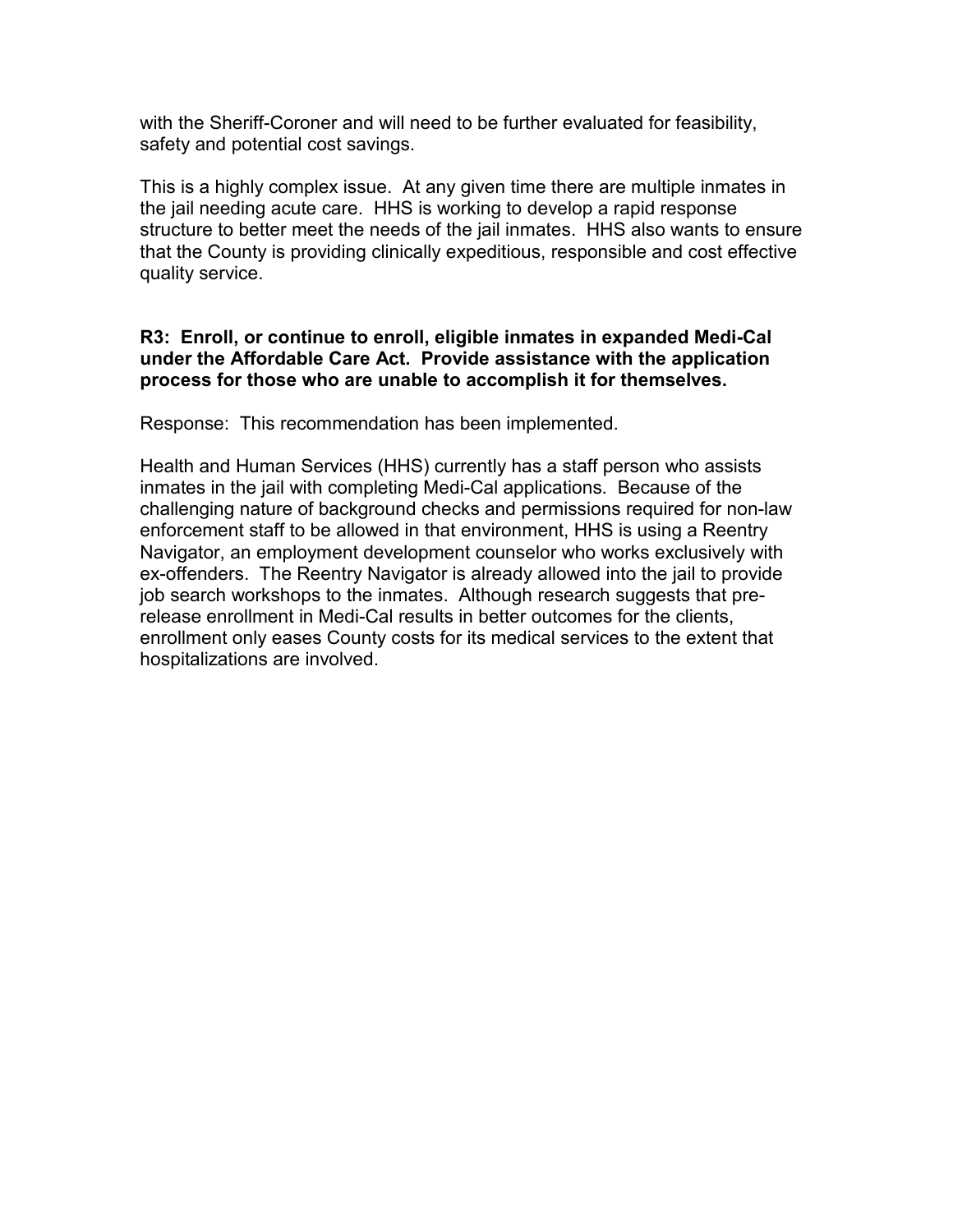with the Sheriff-Coroner and will need to be further evaluated for feasibility, safety and potential cost savings.

This is a highly complex issue. At any given time there are multiple inmates in the jail needing acute care. HHS is working to develop a rapid response structure to better meet the needs of the jail inmates. HHS also wants to ensure that the County is providing clinically expeditious, responsible and cost effective quality service.

**R3: Enroll, or continue to enroll, eligible inmates in expanded Medi-Cal under the Affordable Care Act. Provide assistance with the application process for those who are unable to accomplish it for themselves.**

Response: This recommendation has been implemented.

Health and Human Services (HHS) currently has a staff person who assists inmates in the jail with completing Medi-Cal applications. Because of the challenging nature of background checks and permissions required for non-law enforcement staff to be allowed in that environment, HHS is using a Reentry Navigator, an employment development counselor who works exclusively with ex-offenders. The Reentry Navigator is already allowed into the jail to provide job search workshops to the inmates. Although research suggests that pre-release enrollment in Medi-Cal results in better outcomes for the clients, enrollment only eases County costs for its medical services to the extent that hospitalizations are involved.